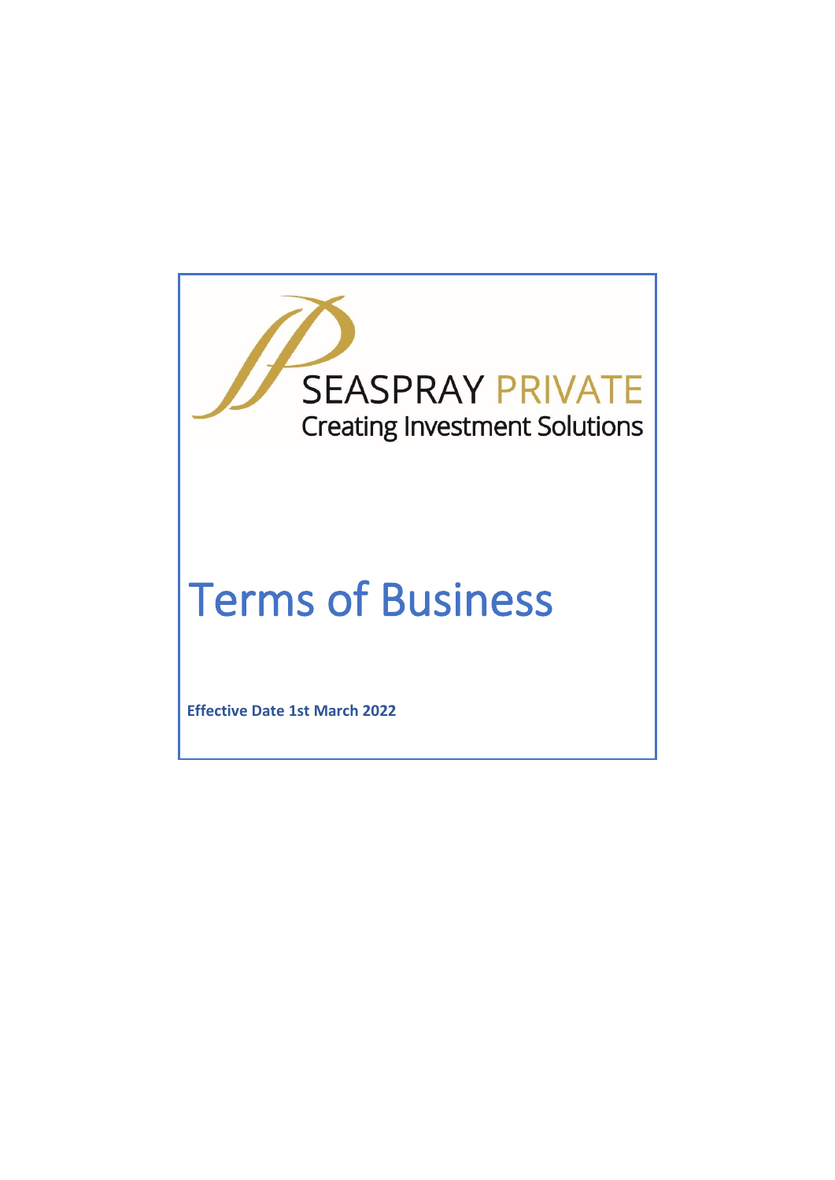SEASPRAY PRIVATE

Creating Investment Solutions

# Terms of Business

**Effective Date 1st March 2022**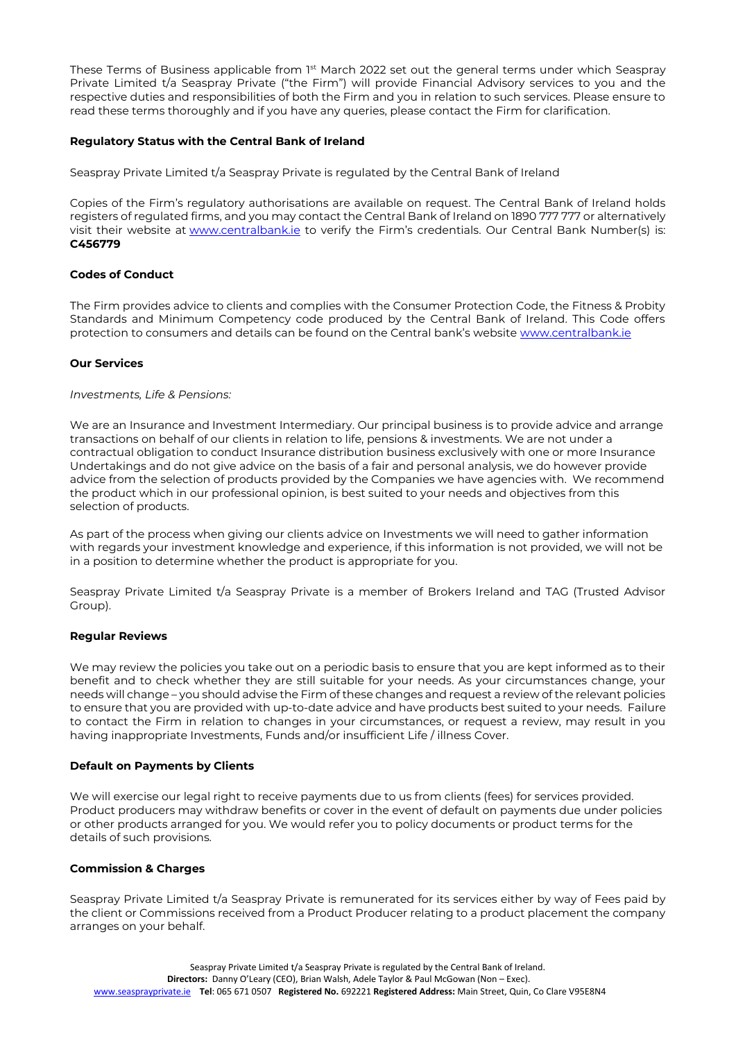These Terms of Business applicable from 1st March 2022 set out the general terms under which Seaspray Private Limited t/a Seaspray Private ("the Firm") will provide Financial Advisory services to you and the respective duties and responsibilities of both the Firm and you in relation to such services. Please ensure to read these terms thoroughly and if you have any queries, please contact the Firm for clarification.

**Regulatory Status with the Central Bank of Ireland**

Seaspray Private Limited t/a Seaspray Private is regulated by the Central Bank of Ireland

Copies of the Firm's regulatory authorisations are available on request. The Central Bank of Ireland holds registers of regulated firms, and you may contact the Central Bank of Ireland on 1890 777 777 or alternatively visit their website at www.centralbank.ie to verify the Firm's credentials. Our Central Bank Number(s) is: **C456779**

**Codes of Conduct**

The Firm provides advice to clients and complies with the Consumer Protection Code, the Fitness & Probity Standards and Minimum Competency code produced by the Central Bank of Ireland. This Code offers protection to consumers and details can be found on the Central bank's website www.centralbank.ie

**Our Services**

*Investments, Life & Pensions:*

We are an Insurance and Investment Intermediary. Our principal business is to provide advice and arrange transactions on behalf of our clients in relation to life, pensions & investments. We are not under a contractual obligation to conduct Insurance distribution business exclusively with one or more Insurance Undertakings and do not give advice on the basis of a fair and personal analysis, we do however provide advice from the selection of products provided by the Companies we have agencies with. We recommend the product which in our professional opinion, is best suited to your needs and objectives from this selection of products.

As part of the process when giving our clients advice on Investments we will need to gather information with regards your investment knowledge and experience, if this information is not provided, we will not be in a position to determine whether the product is appropriate for you.

Seaspray Private Limited t/a Seaspray Private is a member of Brokers Ireland and TAG (Trusted Advisor Group).

**Regular Reviews**

We may review the policies you take out on a periodic basis to ensure that you are kept informed as to their benefit and to check whether they are still suitable for your needs. As your circumstances change, your needs will change – you should advise the Firm of these changes and request a review of the relevant policies to ensure that you are provided with up-to-date advice and have products best suited to your needs. Failure to contact the Firm in relation to changes in your circumstances, or request a review, may result in you having inappropriate Investments, Funds and/or insufficient Life / illness Cover.

**Default on Payments by Clients**

We will exercise our legal right to receive payments due to us from clients (fees) for services provided. Product producers may withdraw benefits or cover in the event of default on payments due under policies or other products arranged for you. We would refer you to policy documents or product terms for the details of such provisions.

**Commission & Charges**

Seaspray Private Limited t/a Seaspray Private is remunerated for its services either by way of Fees paid by the client or Commissions received from a Product Producer relating to a product placement the company arranges on your behalf.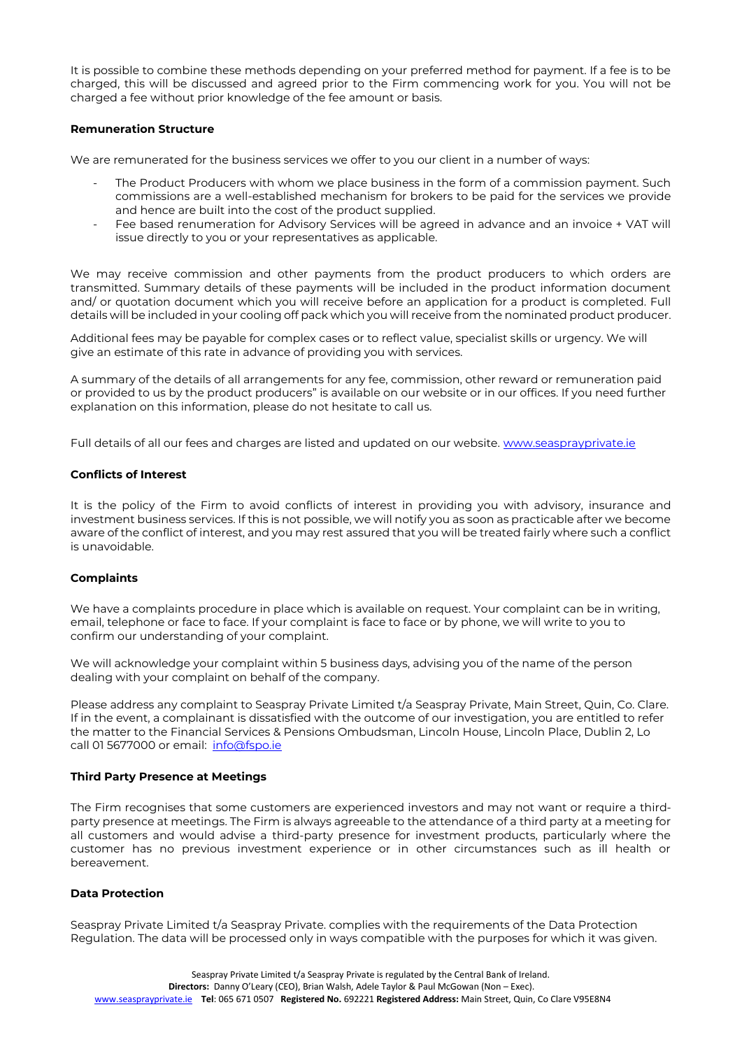It is possible to combine these methods depending on your preferred method for payment. If a fee is to be charged, this will be discussed and agreed prior to the Firm commencing work for you. You will not be charged a fee without prior knowledge of the fee amount or basis.

**Remuneration Structure**

We are remunerated for the business services we offer to you our client in a number of ways:

- The Product Producers with whom we place business in the form of a commission payment. Such commissions are a well-established mechanism for brokers to be paid for the services we provide and hence are built into the cost of the product supplied.
- Fee based renumeration for Advisory Services will be agreed in advance and an invoice + VAT will issue directly to you or your representatives as applicable.

We may receive commission and other payments from the product producers to which orders are transmitted. Summary details of these payments will be included in the product information document and/ or quotation document which you will receive before an application for a product is completed. Full details will be included in your cooling off pack which you will receive from the nominated product producer.

Additional fees may be payable for complex cases or to reflect value, specialist skills or urgency. We will give an estimate of this rate in advance of providing you with services.

A summary of the details of all arrangements for any fee, commission, other reward or remuneration paid or provided to us by the product producers" is available on our website or in our offices. If you need further explanation on this information, please do not hesitate to call us.

Full details of all our fees and charges are listed and updated on our website. [www.seasprayprivate.ie](www.seasprayprivate.ie)

**Conflicts of Interest**

It is the policy of the Firm to avoid conflicts of interest in providing you with advisory, insurance and investment business services. If this is not possible, we will notify you as soon as practicable after we become aware of the conflict of interest, and you may rest assured that you will be treated fairly where such a conflict is unavoidable.

**Complaints**

We have a complaints procedure in place which is available on request. Your complaint can be in writing, email, telephone or face to face. If your complaint is face to face or by phone, we will write to you to confirm our understanding of your complaint.

We will acknowledge your complaint within 5 business days, advising you of the name of the person dealing with your complaint on behalf of the company.

Please address any complaint to Seaspray Private Limited t/a Seaspray Private, Main Street, Quin, Co. Clare. If in the event, a complainant is dissatisfied with the outcome of our investigation, you are entitled to refer the matter to the Financial Services & Pensions Ombudsman, Lincoln House, Lincoln Place, Dublin 2, Lo call 01 5677000 or email: [info@fspo.ie](mailto:info@fspo.ie)

**Third Party Presence at Meetings**

The Firm recognises that some customers are experienced investors and may not want or require a third-party presence at meetings. The Firm is always agreeable to the attendance of a third party at a meeting for all customers and would advise a third-party presence for investment products, particularly where the customer has no previous investment experience or in other circumstances such as ill health or bereavement.

**Data Protection**

Seaspray Private Limited t/a Seaspray Private. complies with the requirements of the Data Protection Regulation. The data will be processed only in ways compatible with the purposes for which it was given.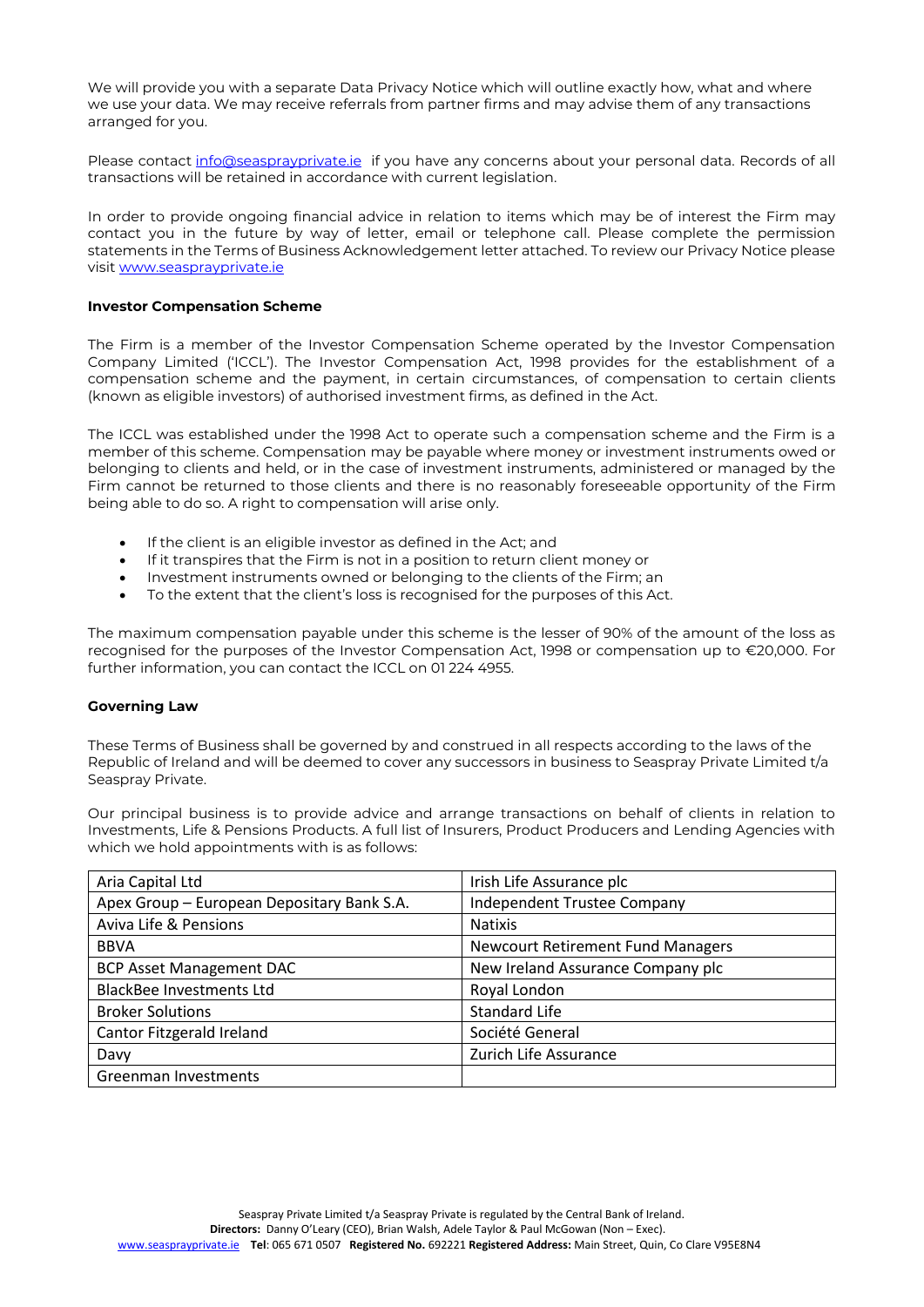We will provide you with a separate Data Privacy Notice which will outline exactly how, what and where we use your data. We may receive referrals from partner firms and may advise them of any transactions arranged for you.

Please contact info@seasprayprivate.ie if you have any concerns about your personal data. Records of all transactions will be retained in accordance with current legislation.

In order to provide ongoing financial advice in relation to items which may be of interest the Firm may contact you in the future by way of letter, email or telephone call. Please complete the permission statements in the Terms of Business Acknowledgement letter attached. To review our Privacy Notice please visit www.seasprayprivate.ie

**Investor Compensation Scheme**

The Firm is a member of the Investor Compensation Scheme operated by the Investor Compensation Company Limited ('ICCL'). The Investor Compensation Act, 1998 provides for the establishment of a compensation scheme and the payment, in certain circumstances, of compensation to certain clients (known as eligible investors) of authorised investment firms, as defined in the Act.

The ICCL was established under the 1998 Act to operate such a compensation scheme and the Firm is a member of this scheme. Compensation may be payable where money or investment instruments owed or belonging to clients and held, or in the case of investment instruments, administered or managed by the Firm cannot be returned to those clients and there is no reasonably foreseeable opportunity of the Firm being able to do so. A right to compensation will arise only.

- If the client is an eligible investor as defined in the Act; and
- If it transpires that the Firm is not in a position to return client money or
- Investment instruments owned or belonging to the clients of the Firm; an
- To the extent that the client's loss is recognised for the purposes of this Act.

The maximum compensation payable under this scheme is the lesser of 90% of the amount of the loss as recognised for the purposes of the Investor Compensation Act, 1998 or compensation up to €20,000. For further information, you can contact the ICCL on 01 224 4955.

**Governing Law**

These Terms of Business shall be governed by and construed in all respects according to the laws of the Republic of Ireland and will be deemed to cover any successors in business to Seaspray Private Limited t/a Seaspray Private.

Our principal business is to provide advice and arrange transactions on behalf of clients in relation to Investments, Life & Pensions Products. A full list of Insurers, Product Producers and Lending Agencies with which we hold appointments with is as follows:

| | |
|---|---|
| Aria Capital Ltd | Irish Life Assurance plc |
| Apex Group – European Depositary Bank S.A. | Independent Trustee Company |
| Aviva Life & Pensions | Natixis |
| BBVA | Newcourt Retirement Fund Managers |
| BCP Asset Management DAC | New Ireland Assurance Company plc |
| BlackBee Investments Ltd | Royal London |
| Broker Solutions | Standard Life |
| Cantor Fitzgerald Ireland | Société General |
| Davy | Zurich Life Assurance |
| Greenman Investments | |

Seaspray Private Limited t/a Seaspray Private is regulated by the Central Bank of Ireland.
**Directors:** Danny O'Leary (CEO), Brian Walsh, Adele Taylor & Paul McGowan (Non – Exec).
www.seasprayprivate.ie **Tel**: 065 671 0507 **Registered No.** 692221 **Registered Address:** Main Street, Quin, Co Clare V95E8N4